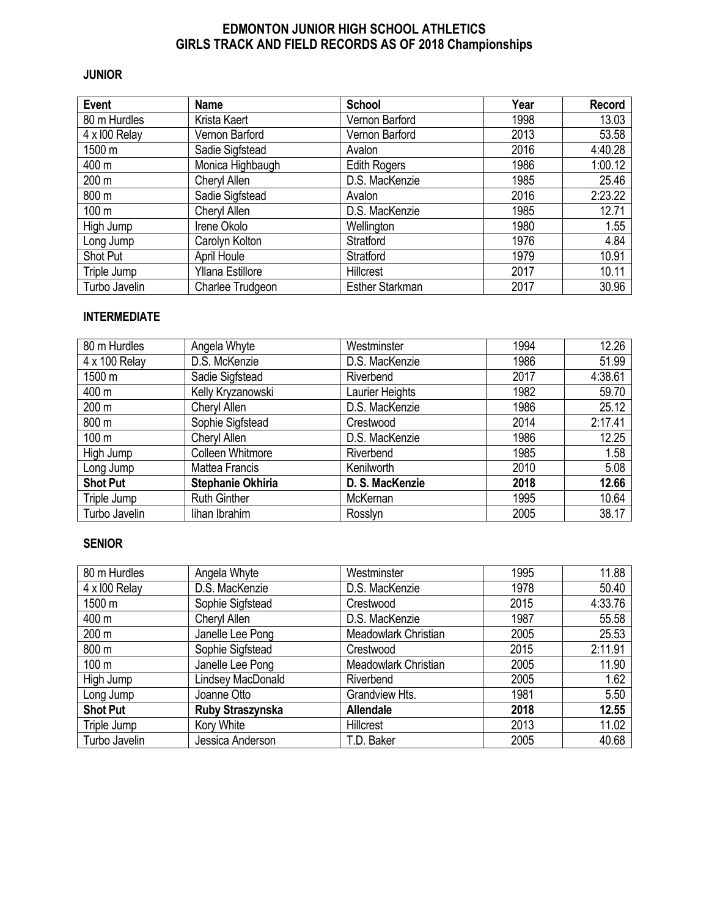# EDMONTON JUNIOR HIGH SCHOOL ATHLETICS
# GIRLS TRACK AND FIELD RECORDS AS OF 2018 Championships

## JUNIOR

| Event | Name | School | Year | Record |
|---|---|---|---|---|
| 80 m Hurdles | Krista Kaert | Vernon Barford | 1998 | 13.03 |
| 4 x l00 Relay | Vernon Barford | Vernon Barford | 2013 | 53.58 |
| 1500 m | Sadie Sigfstead | Avalon | 2016 | 4:40.28 |
| 400 m | Monica Highbaugh | Edith Rogers | 1986 | 1:00.12 |
| 200 m | Cheryl Allen | D.S. MacKenzie | 1985 | 25.46 |
| 800 m | Sadie Sigfstead | Avalon | 2016 | 2:23.22 |
| 100 m | Cheryl Allen | D.S. MacKenzie | 1985 | 12.71 |
| High Jump | Irene Okolo | Wellington | 1980 | 1.55 |
| Long Jump | Carolyn Kolton | Stratford | 1976 | 4.84 |
| Shot Put | April Houle | Stratford | 1979 | 10.91 |
| Triple Jump | Yllana Estillore | Hillcrest | 2017 | 10.11 |
| Turbo Javelin | Charlee Trudgeon | Esther Starkman | 2017 | 30.96 |

## INTERMEDIATE

| Event | Name | School | Year | Record |
|---|---|---|---|---|
| 80 m Hurdles | Angela Whyte | Westminster | 1994 | 12.26 |
| 4 x 100 Relay | D.S. McKenzie | D.S. MacKenzie | 1986 | 51.99 |
| 1500 m | Sadie Sigfstead | Riverbend | 2017 | 4:38.61 |
| 400 m | Kelly Kryzanowski | Laurier Heights | 1982 | 59.70 |
| 200 m | Cheryl Allen | D.S. MacKenzie | 1986 | 25.12 |
| 800 m | Sophie Sigfstead | Crestwood | 2014 | 2:17.41 |
| 100 m | Cheryl Allen | D.S. MacKenzie | 1986 | 12.25 |
| High Jump | Colleen Whitmore | Riverbend | 1985 | 1.58 |
| Long Jump | Mattea Francis | Kenilworth | 2010 | 5.08 |
| **Shot Put** | **Stephanie Okhiria** | **D. S. MacKenzie** | **2018** | **12.66** |
| Triple Jump | Ruth Ginther | McKernan | 1995 | 10.64 |
| Turbo Javelin | Iihan Ibrahim | Rosslyn | 2005 | 38.17 |

## SENIOR

| Event | Name | School | Year | Record |
|---|---|---|---|---|
| 80 m Hurdles | Angela Whyte | Westminster | 1995 | 11.88 |
| 4 x l00 Relay | D.S. MacKenzie | D.S. MacKenzie | 1978 | 50.40 |
| 1500 m | Sophie Sigfstead | Crestwood | 2015 | 4:33.76 |
| 400 m | Cheryl Allen | D.S. MacKenzie | 1987 | 55.58 |
| 200 m | Janelle Lee Pong | Meadowlark Christian | 2005 | 25.53 |
| 800 m | Sophie Sigfstead | Crestwood | 2015 | 2:11.91 |
| 100 m | Janelle Lee Pong | Meadowlark Christian | 2005 | 11.90 |
| High Jump | Lindsey MacDonald | Riverbend | 2005 | 1.62 |
| Long Jump | Joanne Otto | Grandview Hts. | 1981 | 5.50 |
| **Shot Put** | **Ruby Straszynska** | **Allendale** | **2018** | **12.55** |
| Triple Jump | Kory White | Hillcrest | 2013 | 11.02 |
| Turbo Javelin | Jessica Anderson | T.D. Baker | 2005 | 40.68 |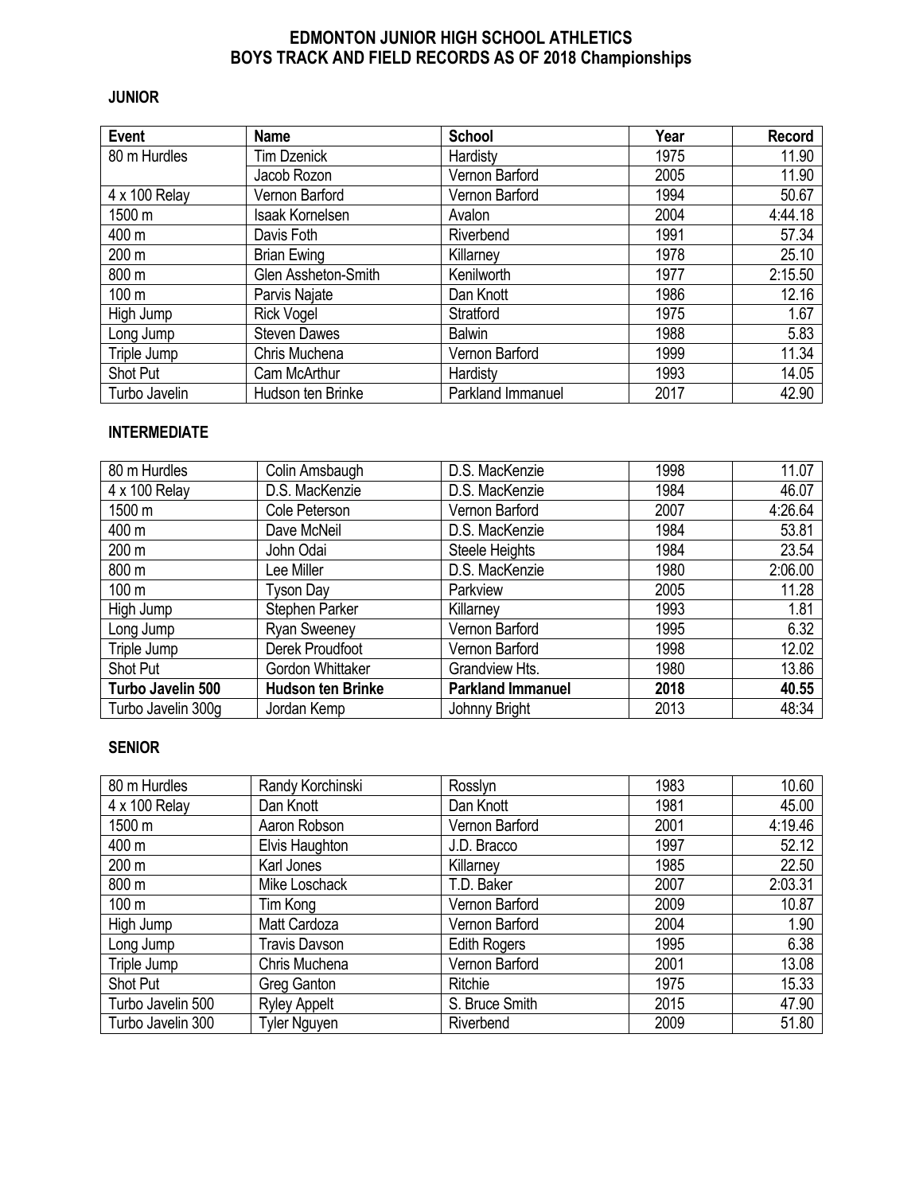# EDMONTON JUNIOR HIGH SCHOOL ATHLETICS
## BOYS TRACK AND FIELD RECORDS AS OF 2018 Championships

### JUNIOR

| Event | Name | School | Year | Record |
|---|---|---|---|---|
| 80 m Hurdles | Tim Dzenick | Hardisty | 1975 | 11.90 |
| | Jacob Rozon | Vernon Barford | 2005 | 11.90 |
| 4 x 100 Relay | Vernon Barford | Vernon Barford | 1994 | 50.67 |
| 1500 m | Isaak Kornelsen | Avalon | 2004 | 4:44.18 |
| 400 m | Davis Foth | Riverbend | 1991 | 57.34 |
| 200 m | Brian Ewing | Killarney | 1978 | 25.10 |
| 800 m | Glen Assheton-Smith | Kenilworth | 1977 | 2:15.50 |
| 100 m | Parvis Najate | Dan Knott | 1986 | 12.16 |
| High Jump | Rick Vogel | Stratford | 1975 | 1.67 |
| Long Jump | Steven Dawes | Balwin | 1988 | 5.83 |
| Triple Jump | Chris Muchena | Vernon Barford | 1999 | 11.34 |
| Shot Put | Cam McArthur | Hardisty | 1993 | 14.05 |
| Turbo Javelin | Hudson ten Brinke | Parkland Immanuel | 2017 | 42.90 |

### INTERMEDIATE

| | | | | |
|---|---|---|---|---|
| 80 m Hurdles | Colin Amsbaugh | D.S. MacKenzie | 1998 | 11.07 |
| 4 x 100 Relay | D.S. MacKenzie | D.S. MacKenzie | 1984 | 46.07 |
| 1500 m | Cole Peterson | Vernon Barford | 2007 | 4:26.64 |
| 400 m | Dave McNeil | D.S. MacKenzie | 1984 | 53.81 |
| 200 m | John Odai | Steele Heights | 1984 | 23.54 |
| 800 m | Lee Miller | D.S. MacKenzie | 1980 | 2:06.00 |
| 100 m | Tyson Day | Parkview | 2005 | 11.28 |
| High Jump | Stephen Parker | Killarney | 1993 | 1.81 |
| Long Jump | Ryan Sweeney | Vernon Barford | 1995 | 6.32 |
| Triple Jump | Derek Proudfoot | Vernon Barford | 1998 | 12.02 |
| Shot Put | Gordon Whittaker | Grandview Hts. | 1980 | 13.86 |
| **Turbo Javelin 500** | **Hudson ten Brinke** | **Parkland Immanuel** | **2018** | **40.55** |
| Turbo Javelin 300g | Jordan Kemp | Johnny Bright | 2013 | 48:34 |

### SENIOR

| | | | | |
|---|---|---|---|---|
| 80 m Hurdles | Randy Korchinski | Rosslyn | 1983 | 10.60 |
| 4 x 100 Relay | Dan Knott | Dan Knott | 1981 | 45.00 |
| 1500 m | Aaron Robson | Vernon Barford | 2001 | 4:19.46 |
| 400 m | Elvis Haughton | J.D. Bracco | 1997 | 52.12 |
| 200 m | Karl Jones | Killarney | 1985 | 22.50 |
| 800 m | Mike Loschack | T.D. Baker | 2007 | 2:03.31 |
| 100 m | Tim Kong | Vernon Barford | 2009 | 10.87 |
| High Jump | Matt Cardoza | Vernon Barford | 2004 | 1.90 |
| Long Jump | Travis Davson | Edith Rogers | 1995 | 6.38 |
| Triple Jump | Chris Muchena | Vernon Barford | 2001 | 13.08 |
| Shot Put | Greg Ganton | Ritchie | 1975 | 15.33 |
| Turbo Javelin 500 | Ryley Appelt | S. Bruce Smith | 2015 | 47.90 |
| Turbo Javelin 300 | Tyler Nguyen | Riverbend | 2009 | 51.80 |